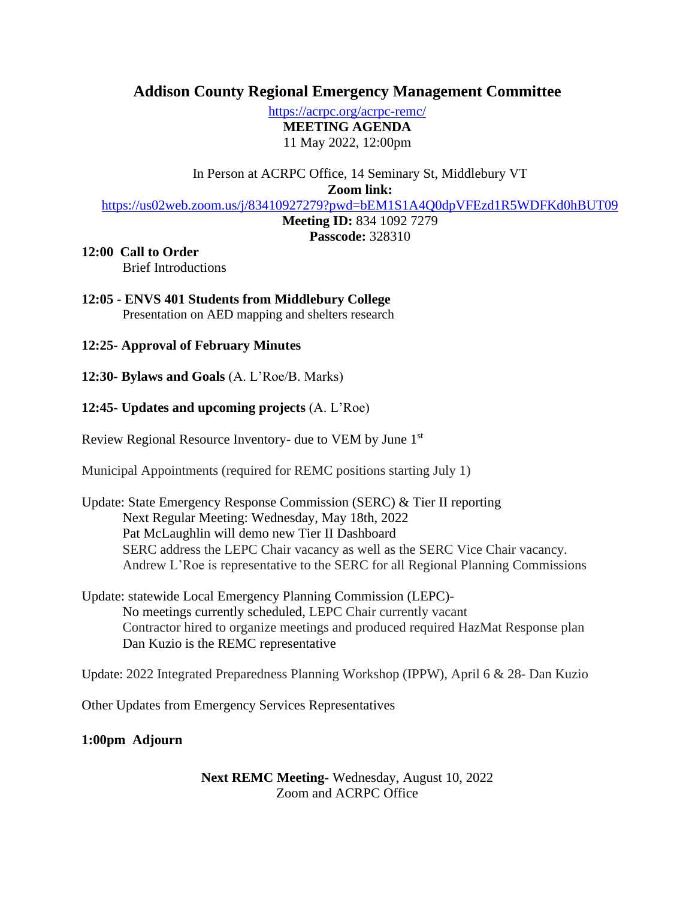# Addison County Regional Emergency Management Committee

https://acrpc.org/acrpc-remc/

**MEETING AGENDA**

11 May 2022, 12:00pm

In Person at ACRPC Office, 14 Seminary St, Middlebury VT

**Zoom link:**

https://us02web.zoom.us/j/83410927279?pwd=bEM1S1A4Q0dpVFEzd1R5WDFKd0hBUT09

**Meeting ID:** 834 1092 7279

**Passcode:** 328310

**12:00 Call to Order**

Brief Introductions

**12:05 - ENVS 401 Students from Middlebury College**

Presentation on AED mapping and shelters research

**12:25- Approval of February Minutes**

**12:30- Bylaws and Goals** (A. L'Roe/B. Marks)

**12:45- Updates and upcoming projects** (A. L'Roe)

Review Regional Resource Inventory- due to VEM by June 1st

Municipal Appointments (required for REMC positions starting July 1)

Update: State Emergency Response Commission (SERC) & Tier II reporting

- Next Regular Meeting: Wednesday, May 18th, 2022
- Pat McLaughlin will demo new Tier II Dashboard
- SERC address the LEPC Chair vacancy as well as the SERC Vice Chair vacancy.
- Andrew L'Roe is representative to the SERC for all Regional Planning Commissions

Update: statewide Local Emergency Planning Commission (LEPC)-

- No meetings currently scheduled, LEPC Chair currently vacant
- Contractor hired to organize meetings and produced required HazMat Response plan
- Dan Kuzio is the REMC representative

Update: 2022 Integrated Preparedness Planning Workshop (IPPW), April 6 & 28- Dan Kuzio

Other Updates from Emergency Services Representatives

**1:00pm Adjourn**

**Next REMC Meeting**- Wednesday, August 10, 2022

Zoom and ACRPC Office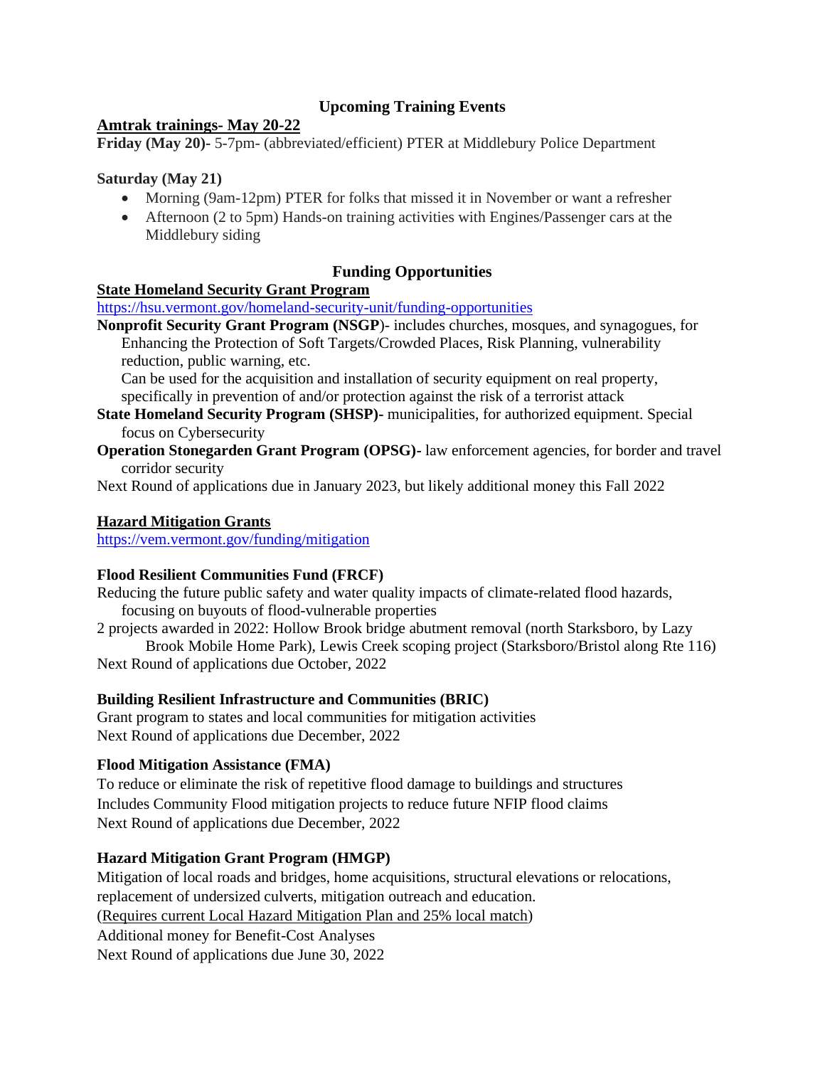## Upcoming Training Events

**Amtrak trainings- May 20-22**

**Friday (May 20)-** 5-7pm- (abbreviated/efficient) PTER at Middlebury Police Department

**Saturday (May 21)**

- Morning (9am-12pm) PTER for folks that missed it in November or want a refresher
- Afternoon (2 to 5pm) Hands-on training activities with Engines/Passenger cars at the Middlebury siding

## Funding Opportunities

**State Homeland Security Grant Program**

https://hsu.vermont.gov/homeland-security-unit/funding-opportunities

**Nonprofit Security Grant Program (NSGP)**- includes churches, mosques, and synagogues, for Enhancing the Protection of Soft Targets/Crowded Places, Risk Planning, vulnerability reduction, public warning, etc.

Can be used for the acquisition and installation of security equipment on real property, specifically in prevention of and/or protection against the risk of a terrorist attack

**State Homeland Security Program (SHSP)-** municipalities, for authorized equipment. Special focus on Cybersecurity

**Operation Stonegarden Grant Program (OPSG)-** law enforcement agencies, for border and travel corridor security

Next Round of applications due in January 2023, but likely additional money this Fall 2022

**Hazard Mitigation Grants**

https://vem.vermont.gov/funding/mitigation

**Flood Resilient Communities Fund (FRCF)**

Reducing the future public safety and water quality impacts of climate-related flood hazards, focusing on buyouts of flood-vulnerable properties

2 projects awarded in 2022: Hollow Brook bridge abutment removal (north Starksboro, by Lazy Brook Mobile Home Park), Lewis Creek scoping project (Starksboro/Bristol along Rte 116)

Next Round of applications due October, 2022

**Building Resilient Infrastructure and Communities (BRIC)**

Grant program to states and local communities for mitigation activities

Next Round of applications due December, 2022

**Flood Mitigation Assistance (FMA)**

To reduce or eliminate the risk of repetitive flood damage to buildings and structures

Includes Community Flood mitigation projects to reduce future NFIP flood claims

Next Round of applications due December, 2022

**Hazard Mitigation Grant Program (HMGP)**

Mitigation of local roads and bridges, home acquisitions, structural elevations or relocations, replacement of undersized culverts, mitigation outreach and education.

(Requires current Local Hazard Mitigation Plan and 25% local match)

Additional money for Benefit-Cost Analyses

Next Round of applications due June 30, 2022